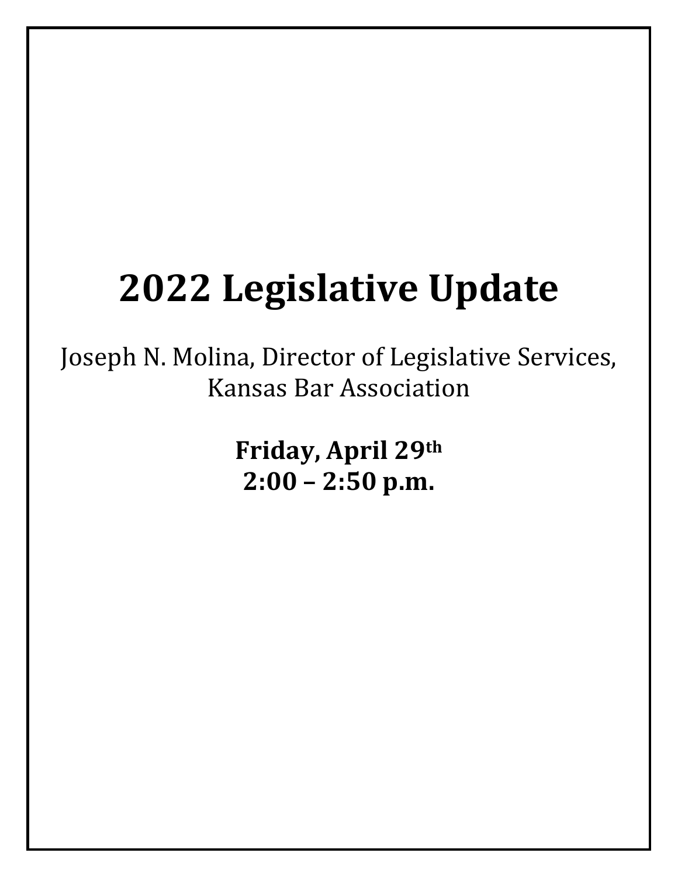# 2022 Legislative Update

Joseph N. Molina, Director of Legislative Services, Kansas Bar Association

**Friday, April 29th**
**2:00 – 2:50 p.m.**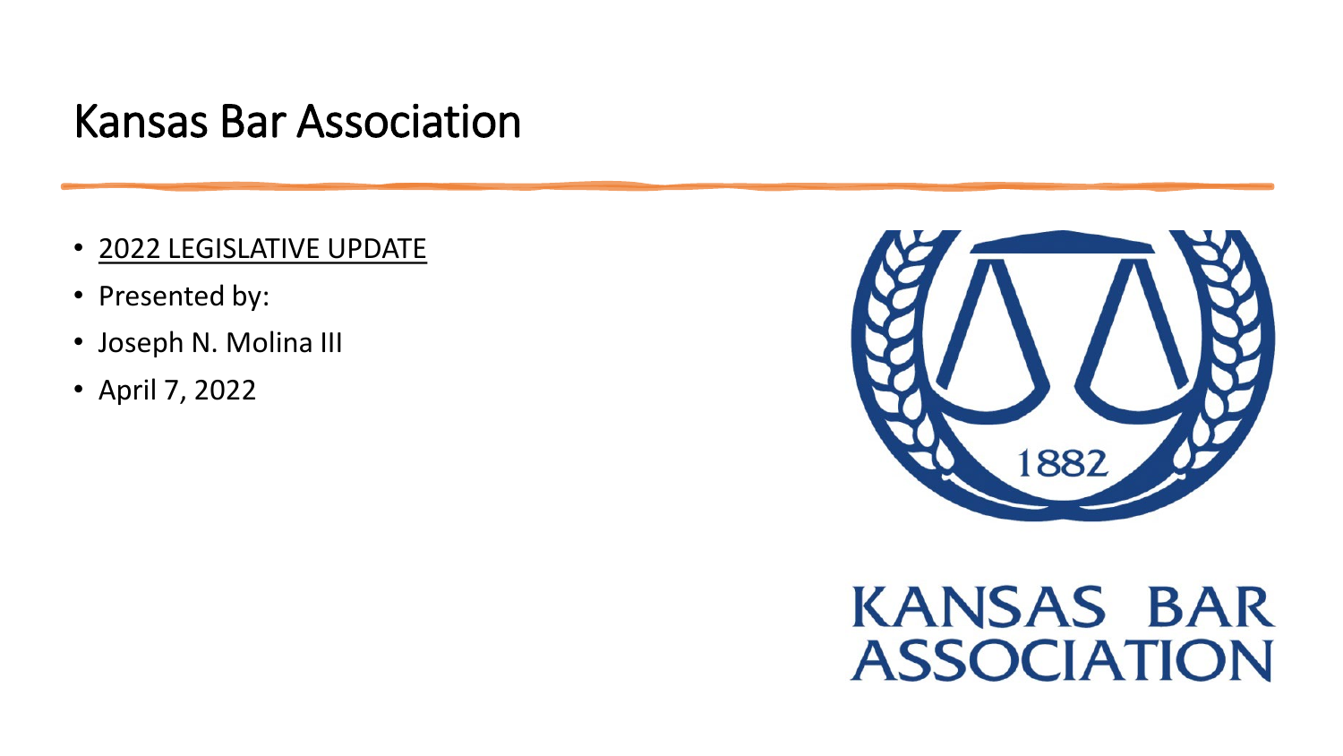# Kansas Bar Association

- 2022 LEGISLATIVE UPDATE
- Presented by:
- Joseph N. Molina III
- April 7, 2022

1882

KANSAS BAR ASSOCIATION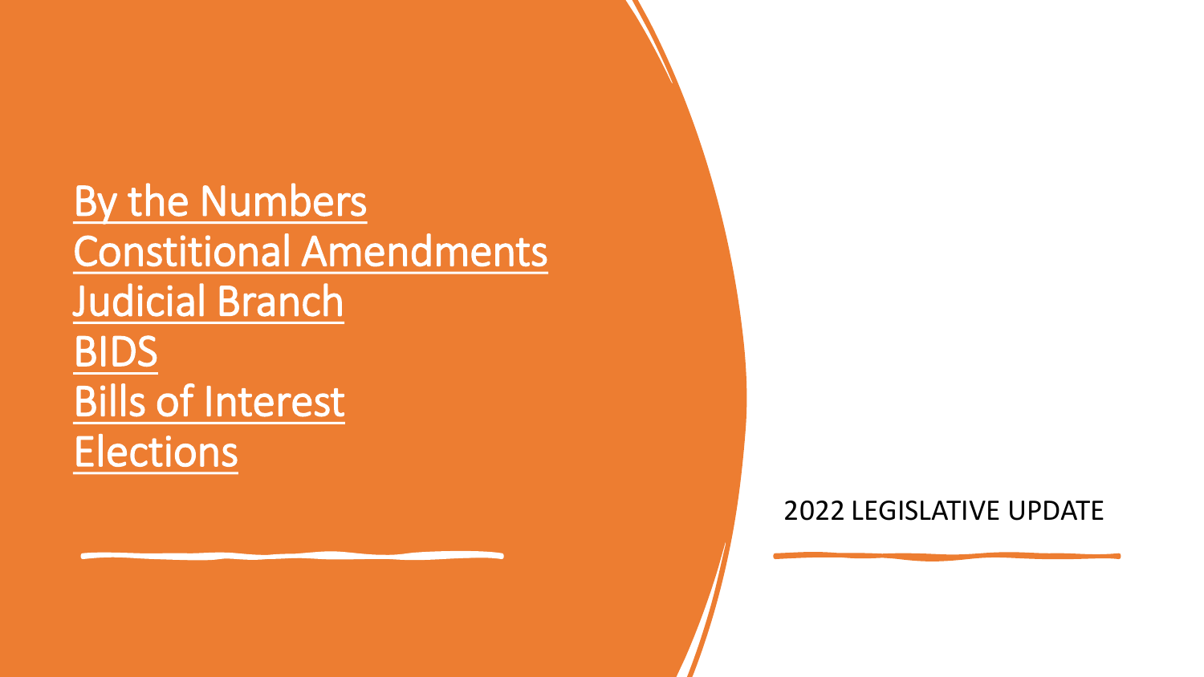# 2022 LEGISLATIVE UPDATE

- By the Numbers
- Constitional Amendments
- Judicial Branch
- BIDS
- Bills of Interest
- Elections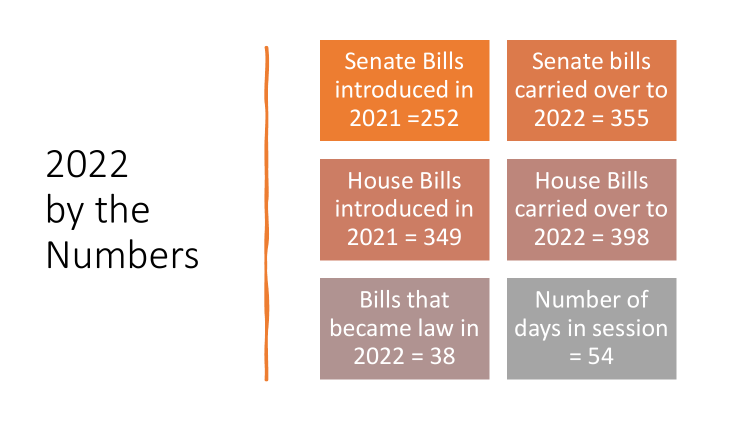# 2022 by the Numbers

- Senate Bills introduced in 2021 =252
- Senate bills carried over to 2022 = 355
- House Bills introduced in 2021 = 349
- House Bills carried over to 2022 = 398
- Bills that became law in 2022 = 38
- Number of days in session = 54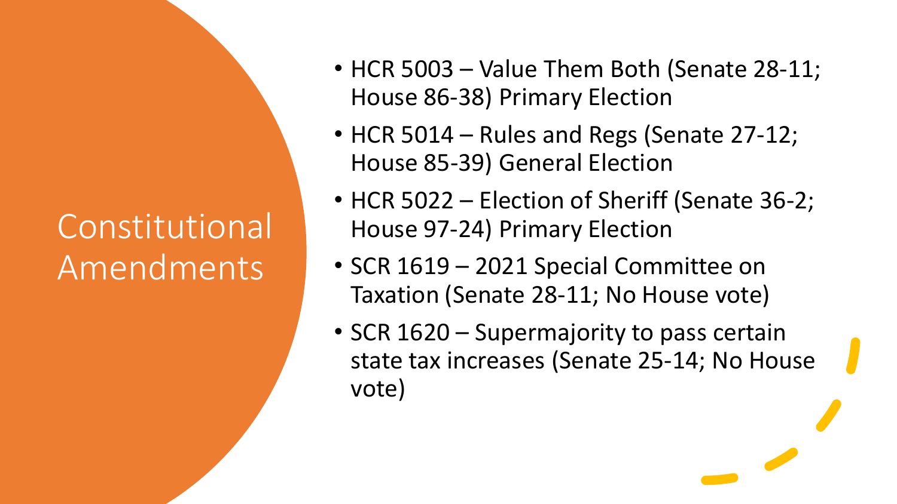# Constitutional Amendments

- HCR 5003 – Value Them Both (Senate 28-11; House 86-38) Primary Election
- HCR 5014 – Rules and Regs (Senate 27-12; House 85-39) General Election
- HCR 5022 – Election of Sheriff (Senate 36-2; House 97-24) Primary Election
- SCR 1619 – 2021 Special Committee on Taxation (Senate 28-11; No House vote)
- SCR 1620 – Supermajority to pass certain state tax increases (Senate 25-14; No House vote)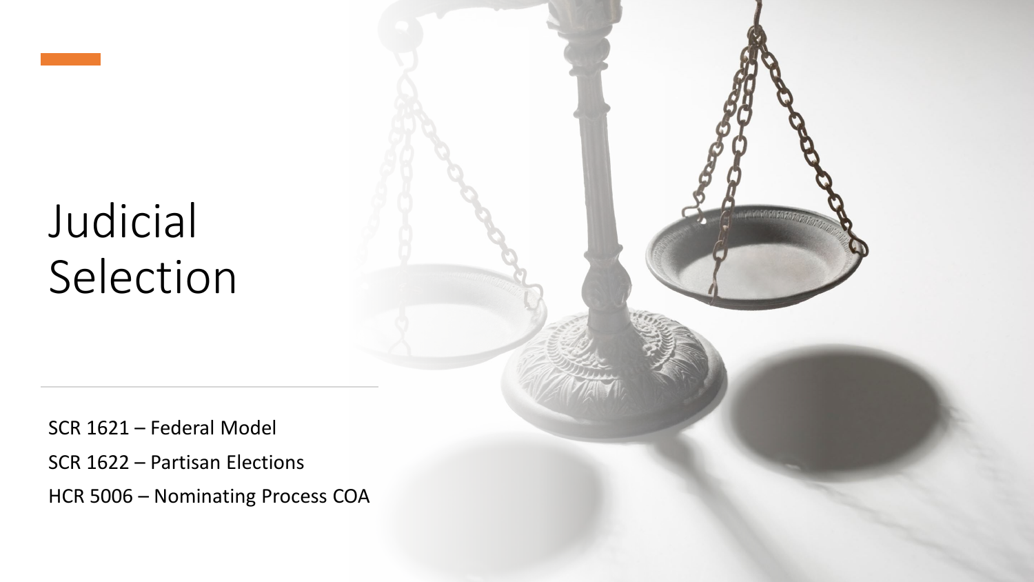# Judicial Selection

SCR 1621 – Federal Model

SCR 1622 – Partisan Elections

HCR 5006 – Nominating Process COA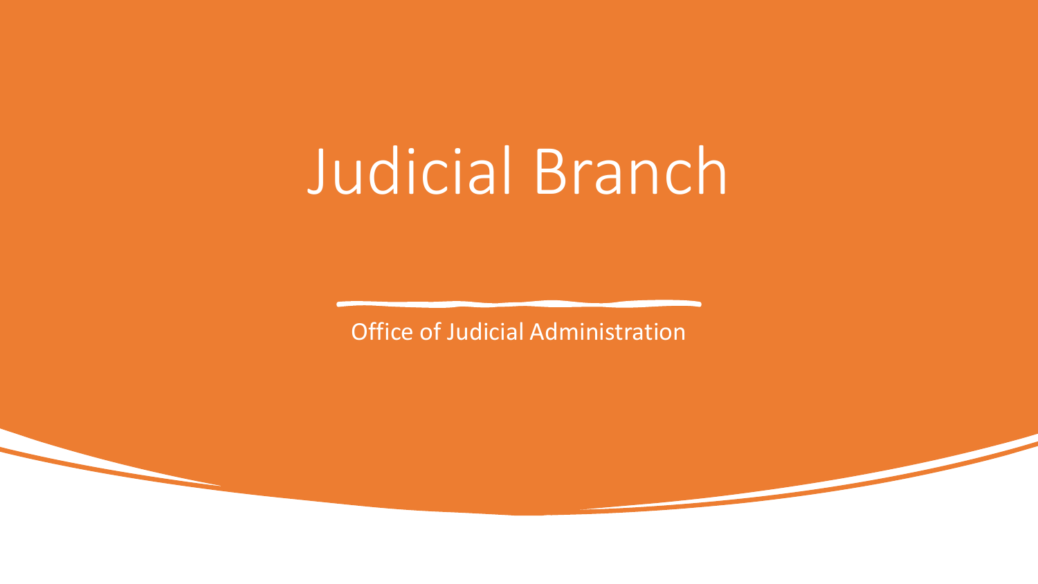# Judicial Branch

Office of Judicial Administration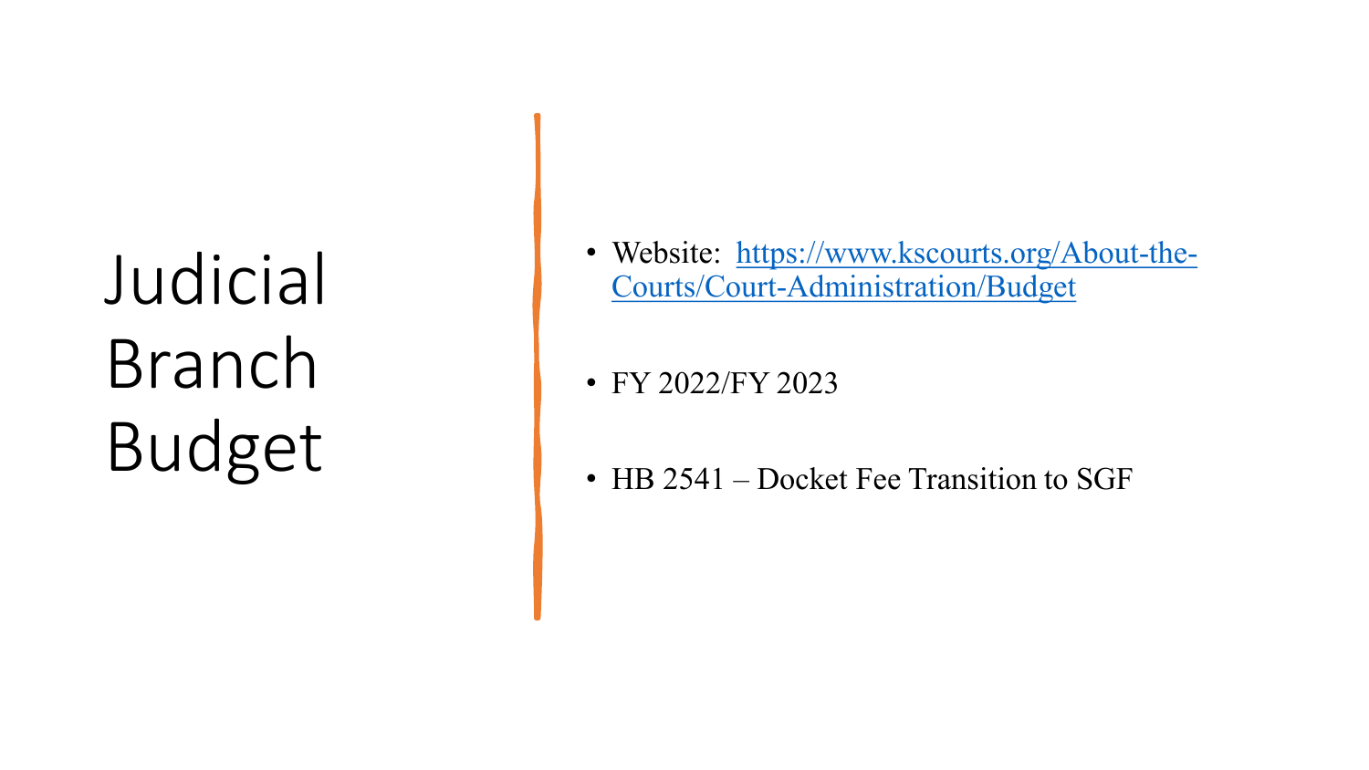# Judicial Branch Budget

- Website: [https://www.kscourts.org/About-the-Courts/Court-Administration/Budget](https://www.kscourts.org/About-the-Courts/Court-Administration/Budget)
- FY 2022/FY 2023
- HB 2541 – Docket Fee Transition to SGF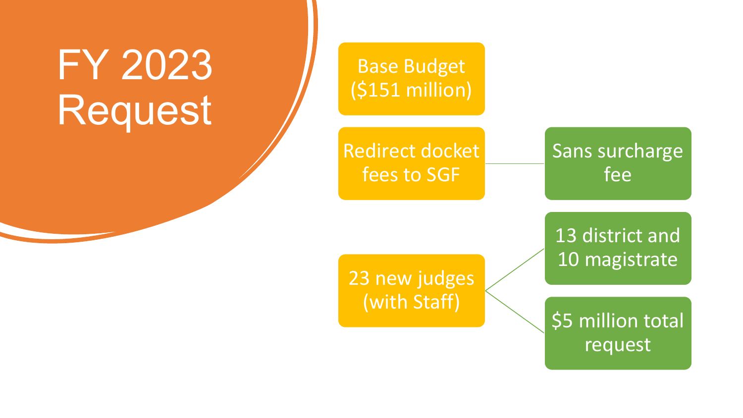# FY 2023 Request

- Base Budget ($151 million)
- Redirect docket fees to SGF
  - Sans surcharge fee
- 23 new judges (with Staff)
  - 13 district and 10 magistrate
  - $5 million total request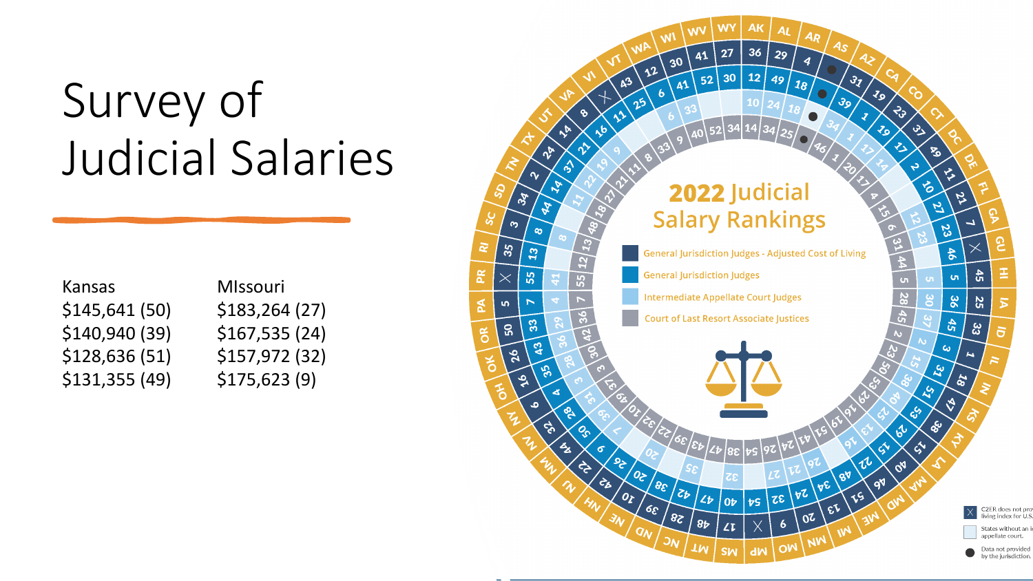# Survey of Judicial Salaries

| Kansas | MIssouri |
| --- | --- |
| $145,641 (50) | $183,264 (27) |
| $140,940 (39) | $167,535 (24) |
| $128,636 (51) | $157,972 (32) |
| $131,355 (49) | $175,623 (9) |

**2022** Judicial Salary Rankings

- General Jurisdiction Judges - Adjusted Cost of Living
- General Jurisdiction Judges
- Intermediate Appellate Court Judges
- Court of Last Resort Associate Justices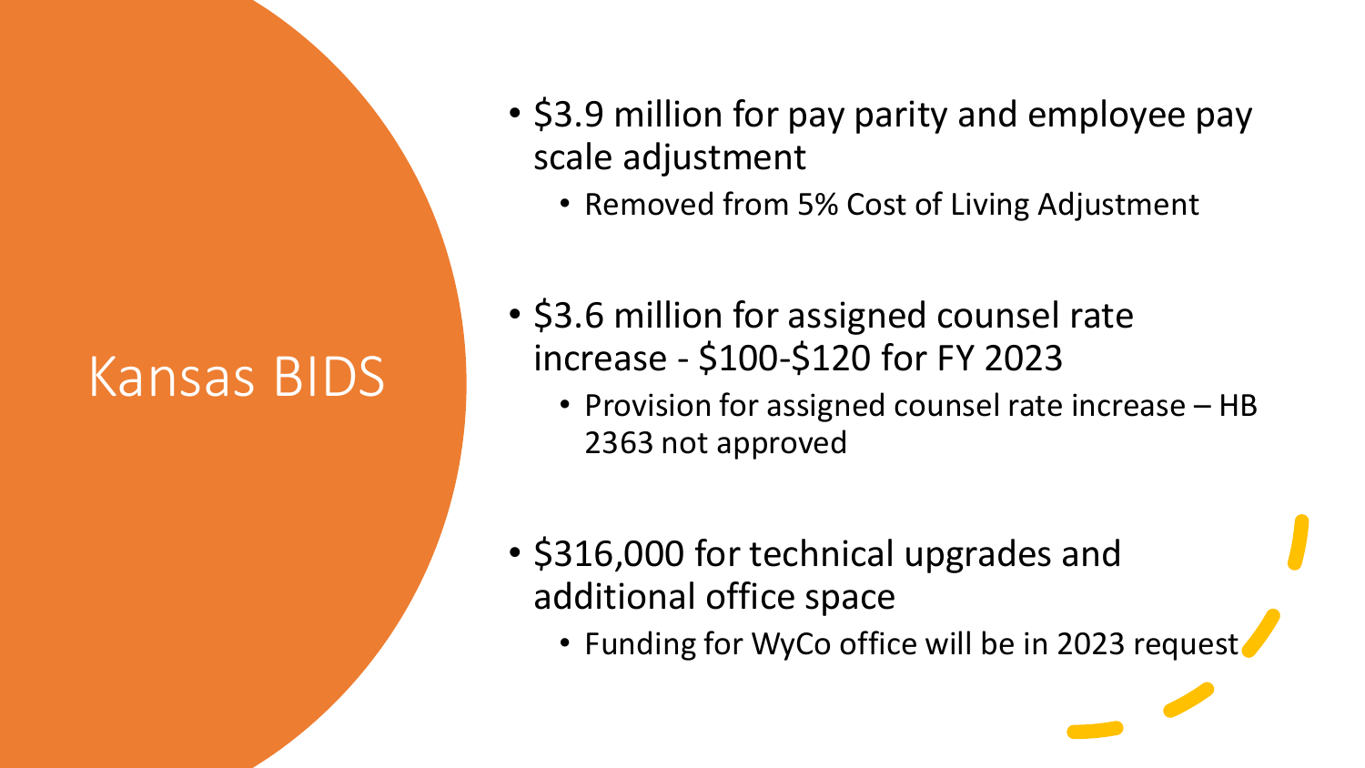# Kansas BIDS

- $3.9 million for pay parity and employee pay scale adjustment
  - Removed from 5% Cost of Living Adjustment
- $3.6 million for assigned counsel rate increase - $100-$120 for FY 2023
  - Provision for assigned counsel rate increase – HB 2363 not approved
- $316,000 for technical upgrades and additional office space
  - Funding for WyCo office will be in 2023 request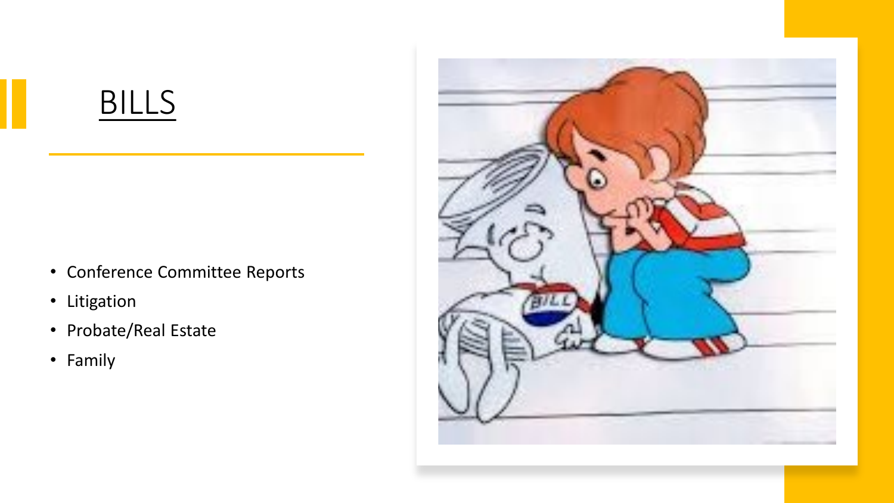# BILLS

- Conference Committee Reports
- Litigation
- Probate/Real Estate
- Family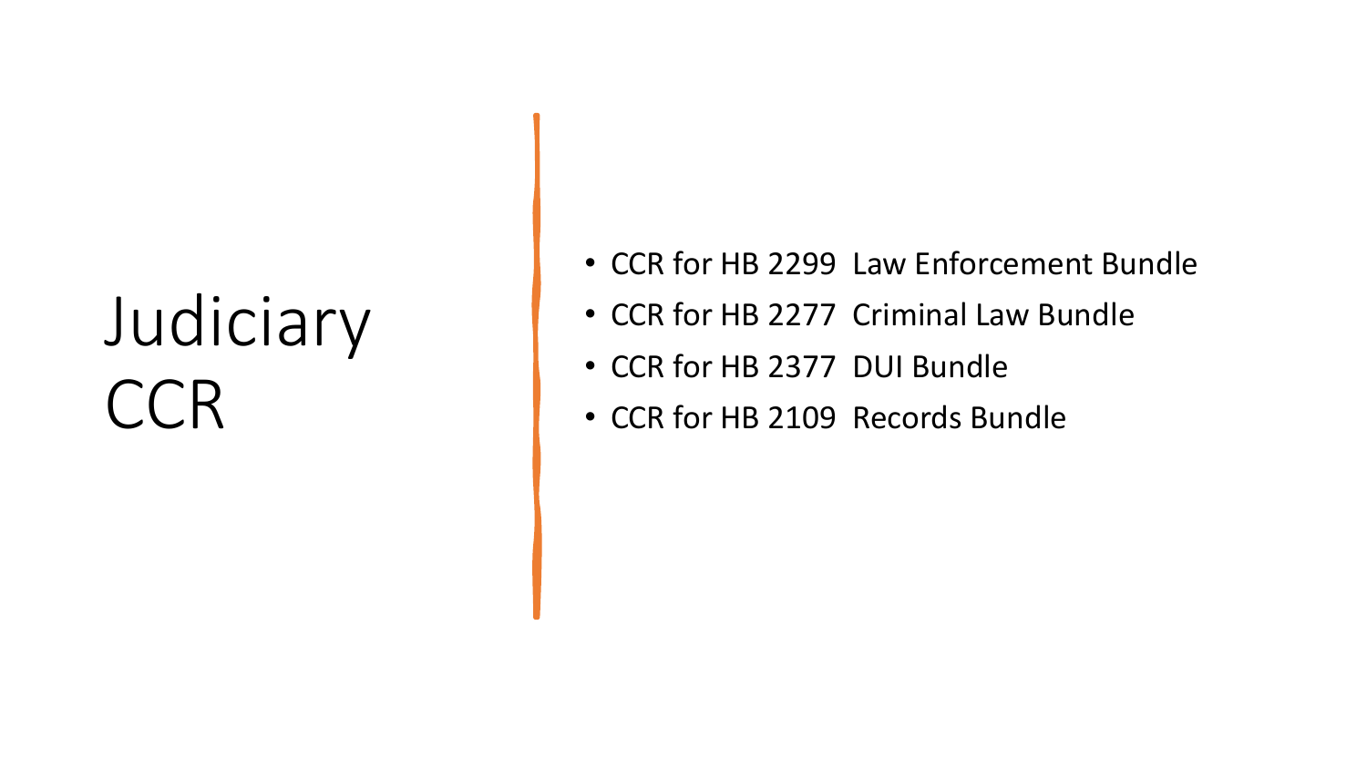# Judiciary CCR

- CCR for HB 2299  Law Enforcement Bundle
- CCR for HB 2277  Criminal Law Bundle
- CCR for HB 2377  DUI Bundle
- CCR for HB 2109  Records Bundle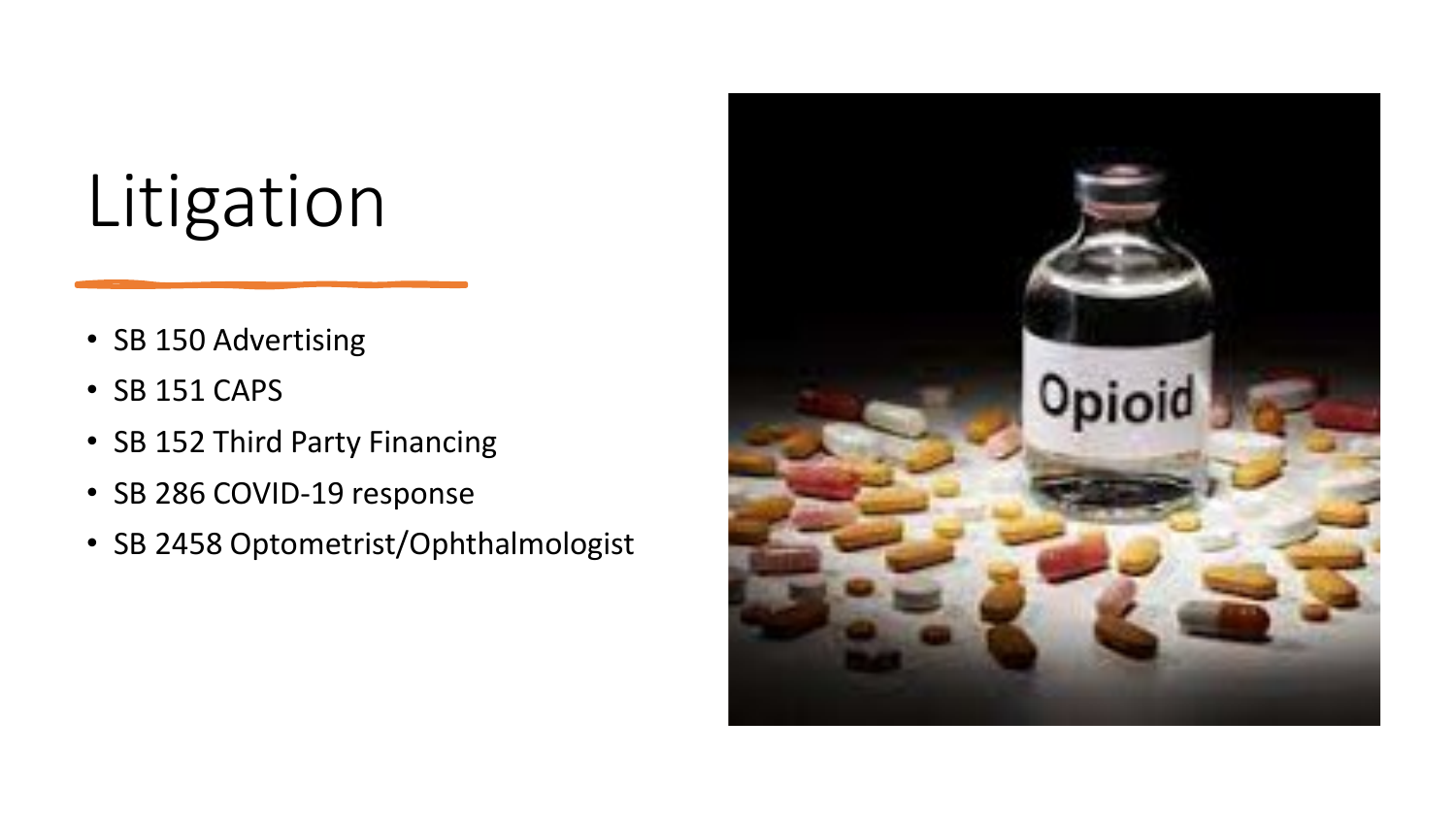# Litigation

- SB 150 Advertising
- SB 151 CAPS
- SB 152 Third Party Financing
- SB 286 COVID-19 response
- SB 2458 Optometrist/Ophthalmologist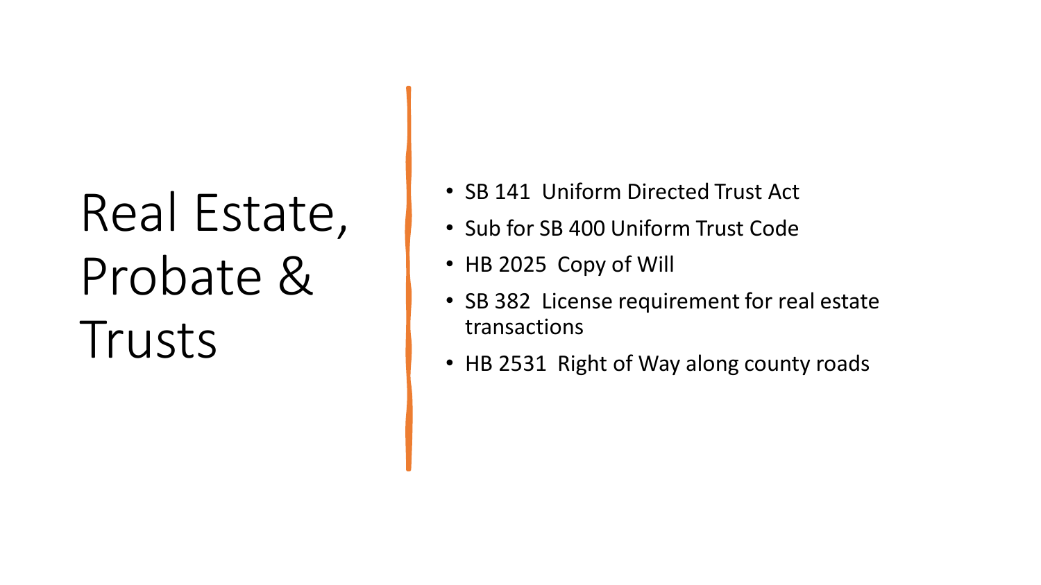# Real Estate, Probate & Trusts

- SB 141 Uniform Directed Trust Act
- Sub for SB 400 Uniform Trust Code
- HB 2025 Copy of Will
- SB 382 License requirement for real estate transactions
- HB 2531 Right of Way along county roads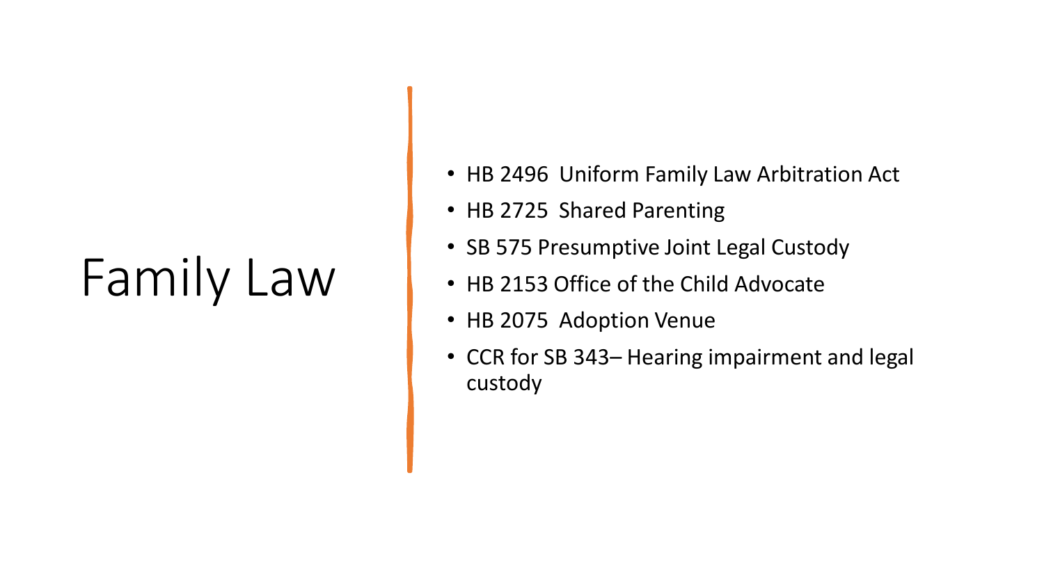# Family Law

- HB 2496 Uniform Family Law Arbitration Act
- HB 2725 Shared Parenting
- SB 575 Presumptive Joint Legal Custody
- HB 2153 Office of the Child Advocate
- HB 2075 Adoption Venue
- CCR for SB 343– Hearing impairment and legal custody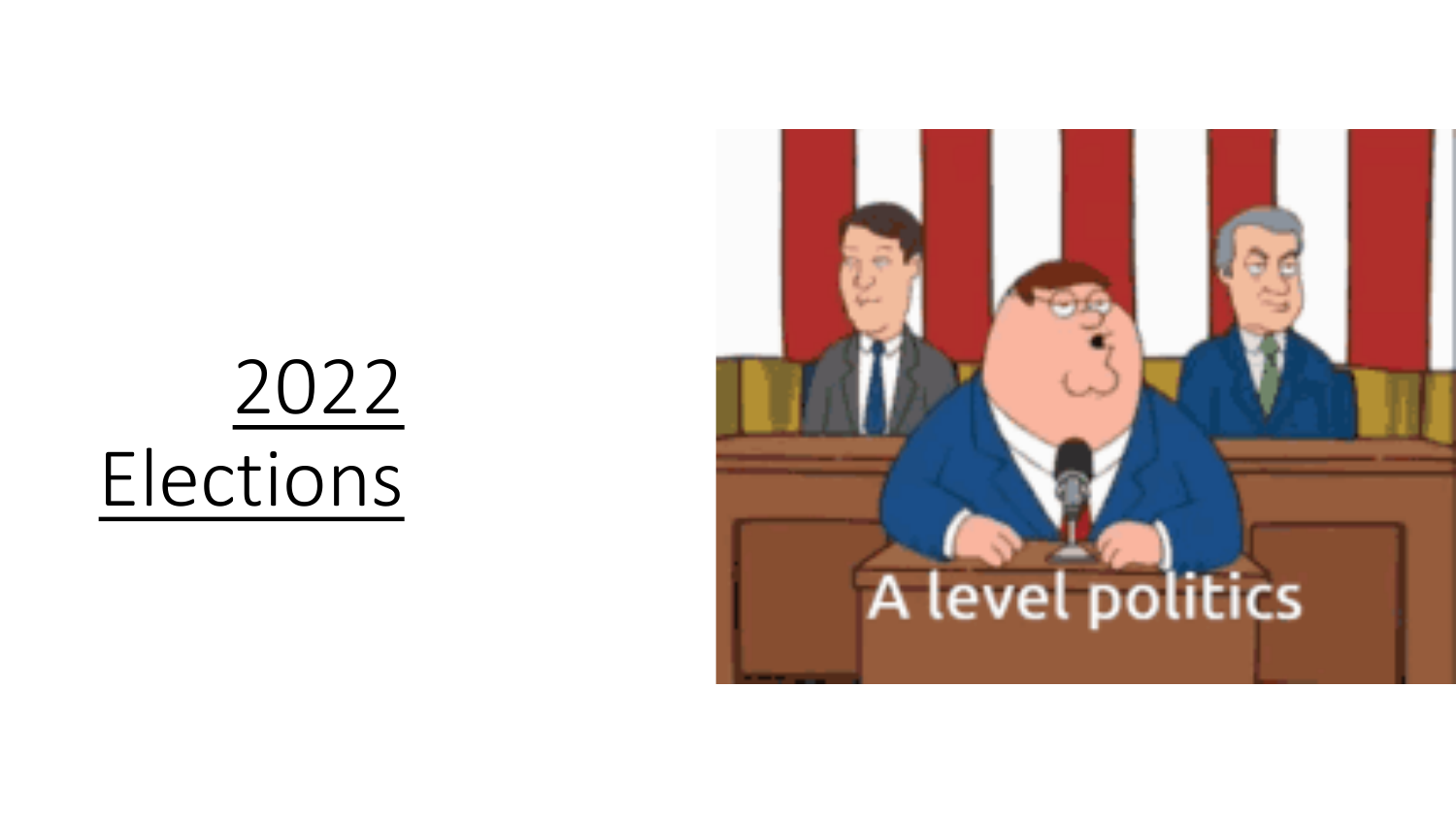# 2022 Elections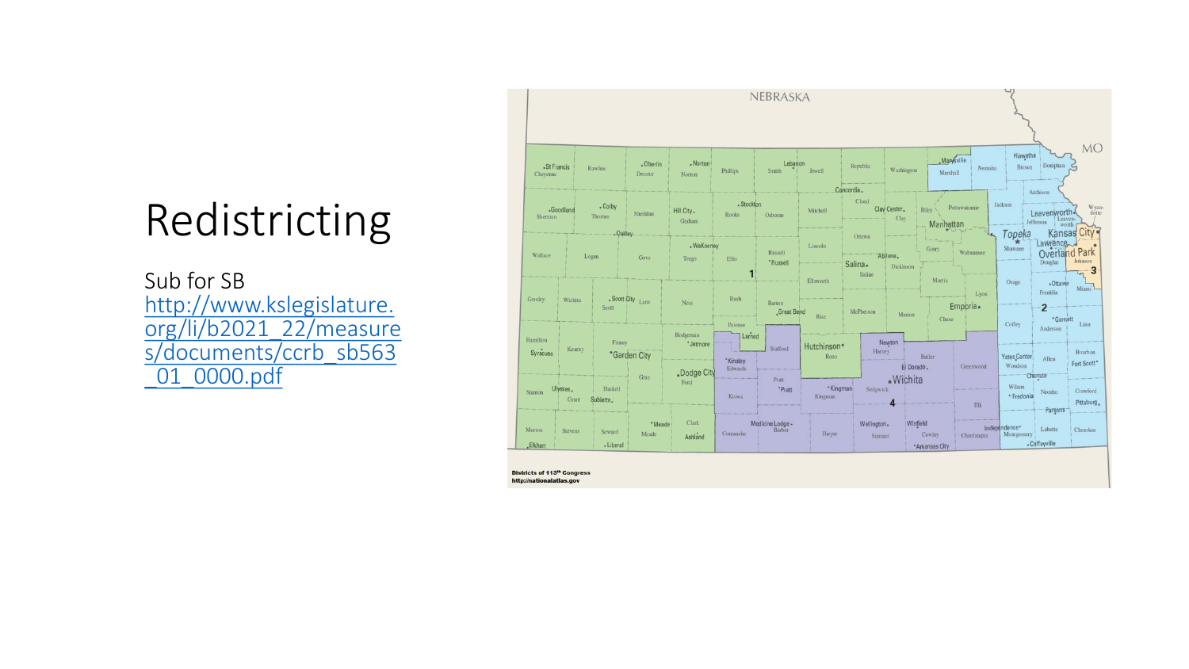# Redistricting

Sub for SB
http://www.kslegislature.org/li/b2021_22/measures/documents/ccrb_sb563_01_0000.pdf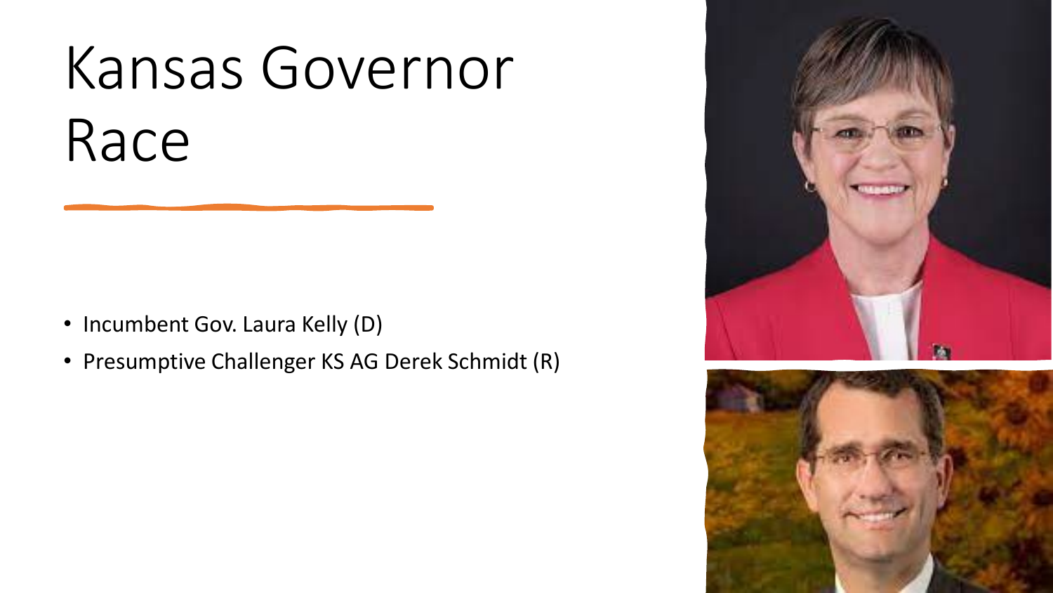# Kansas Governor Race

- Incumbent Gov. Laura Kelly (D)
- Presumptive Challenger KS AG Derek Schmidt (R)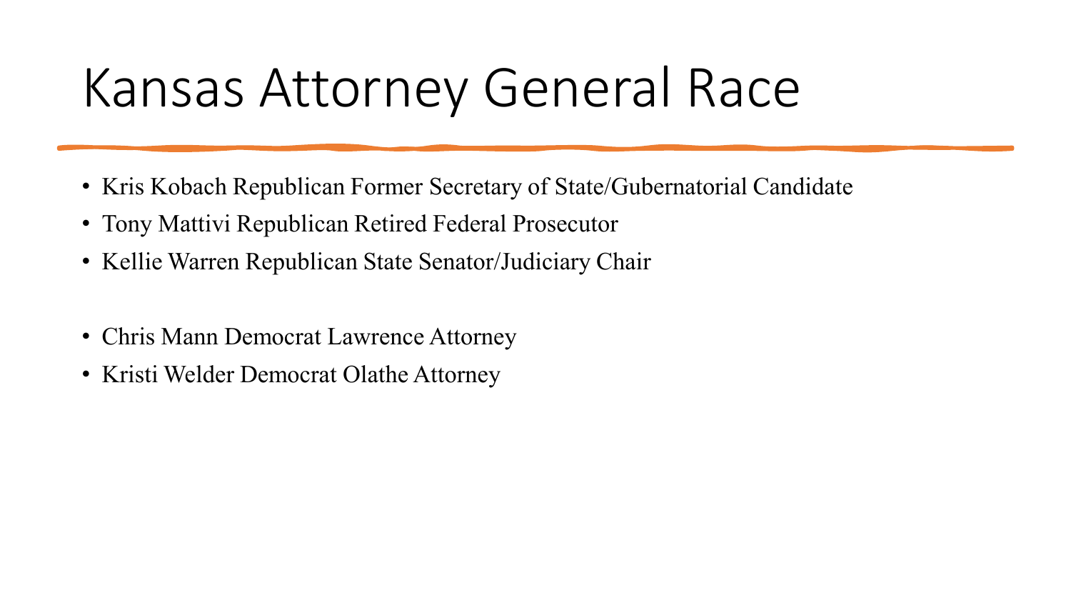# Kansas Attorney General Race

- Kris Kobach Republican Former Secretary of State/Gubernatorial Candidate
- Tony Mattivi Republican Retired Federal Prosecutor
- Kellie Warren Republican State Senator/Judiciary Chair

- Chris Mann Democrat Lawrence Attorney
- Kristi Welder Democrat Olathe Attorney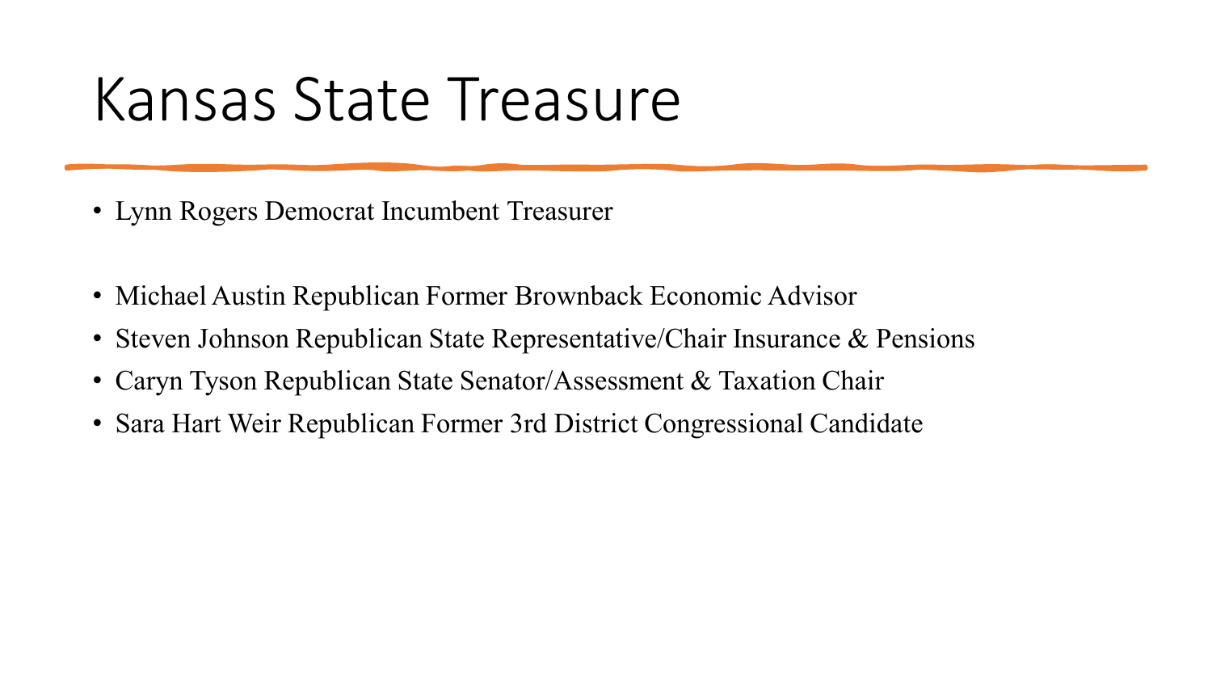# Kansas State Treasure

- Lynn Rogers Democrat Incumbent Treasurer

- Michael Austin Republican Former Brownback Economic Advisor
- Steven Johnson Republican State Representative/Chair Insurance & Pensions
- Caryn Tyson Republican State Senator/Assessment & Taxation Chair
- Sara Hart Weir Republican Former 3rd District Congressional Candidate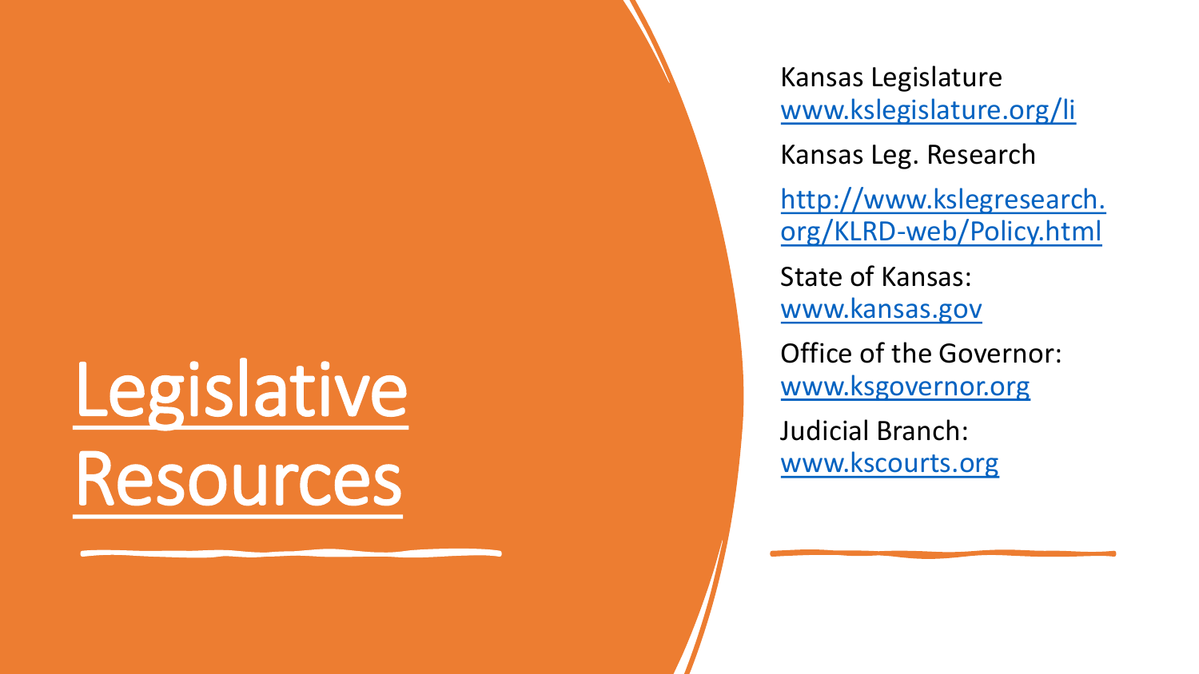# Legislative Resources

Kansas Legislature
www.kslegislature.org/li

Kansas Leg. Research

http://www.kslegresearch.org/KLRD-web/Policy.html

State of Kansas:
www.kansas.gov

Office of the Governor:
www.ksgovernor.org

Judicial Branch:
www.kscourts.org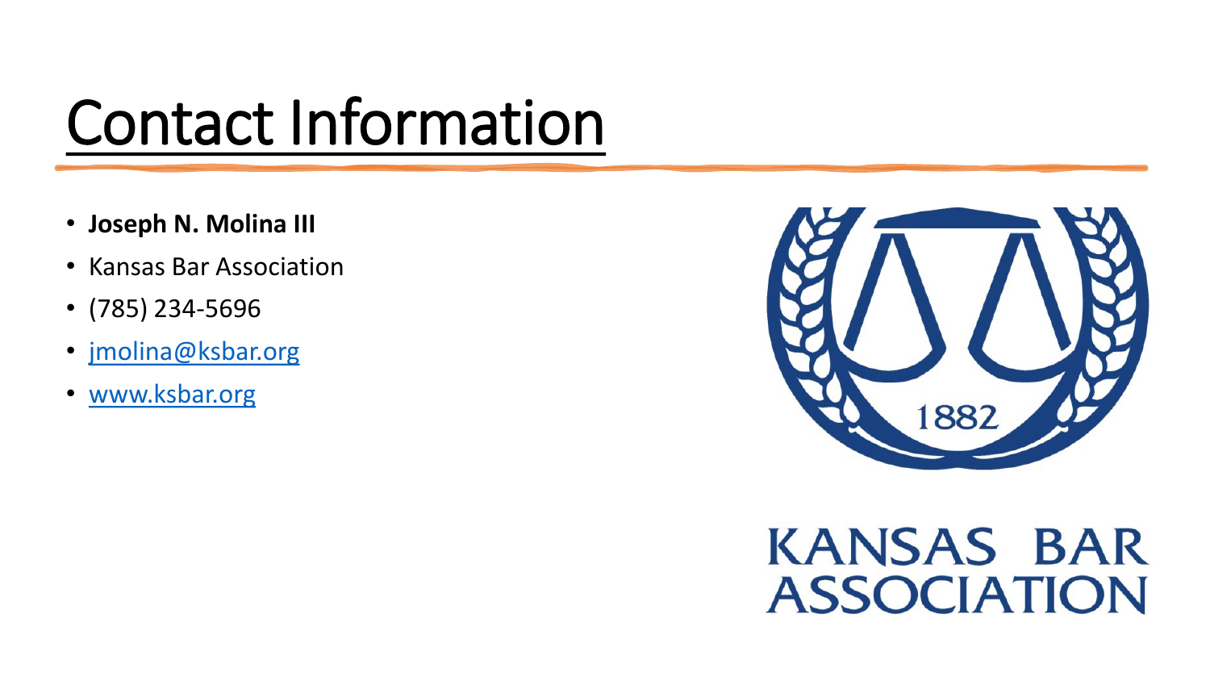# Contact Information

- **Joseph N. Molina III**
- Kansas Bar Association
- (785) 234-5696
- jmolina@ksbar.org
- www.ksbar.org

1882

KANSAS BAR ASSOCIATION